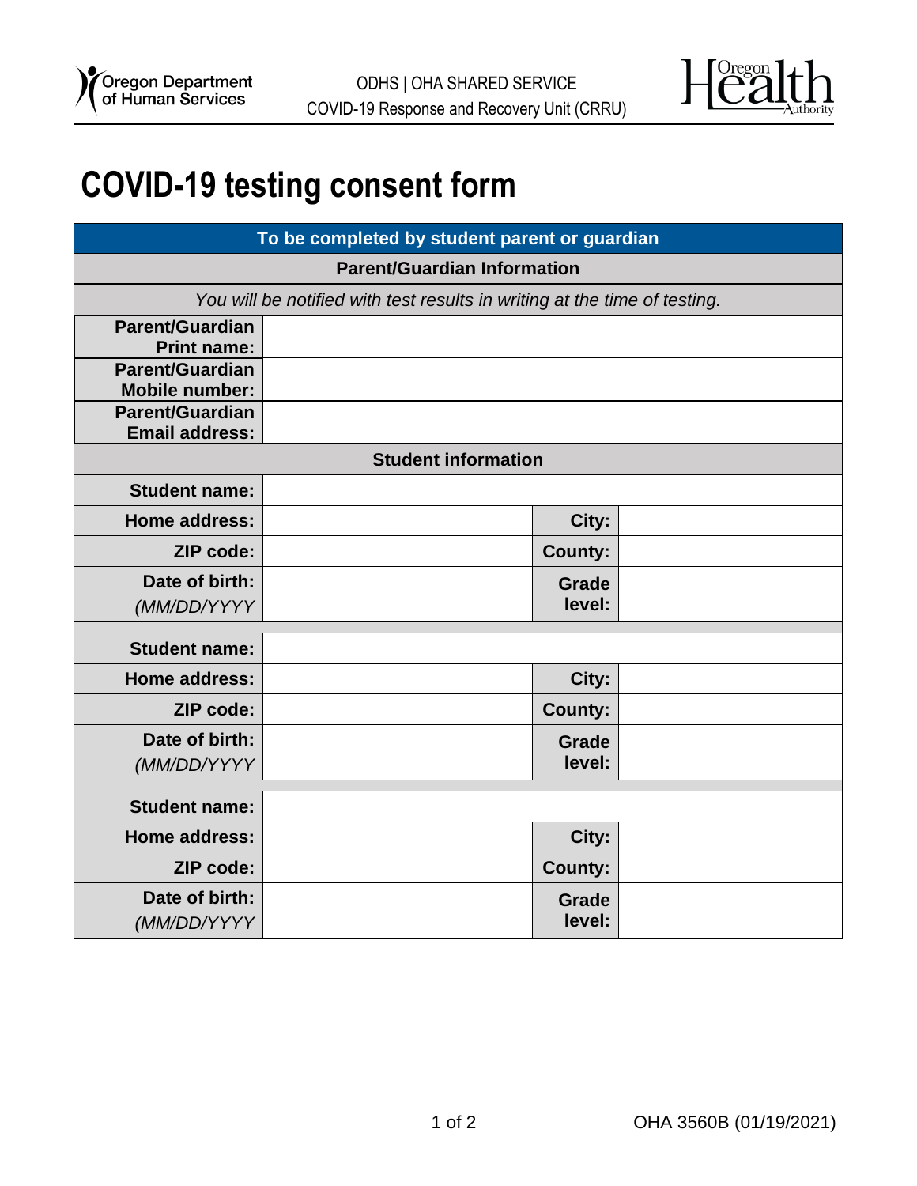ODHS | OHA SHARED SERVICE
COVID-19 Response and Recovery Unit (CRRU)

# COVID-19 testing consent form

| To be completed by student parent or guardian | | | |
|---|---|---|---|
| **Parent/Guardian Information** | | | |
| *You will be notified with test results in writing at the time of testing.* | | | |
| **Parent/Guardian Print name:** | | | |
| **Parent/Guardian Mobile number:** | | | |
| **Parent/Guardian Email address:** | | | |
| **Student information** | | | |
| **Student name:** | | | |
| **Home address:** | | **City:** | |
| **ZIP code:** | | **County:** | |
| **Date of birth:** *(MM/DD/YYYY* | | **Grade level:** | |
| **Student name:** | | | |
| **Home address:** | | **City:** | |
| **ZIP code:** | | **County:** | |
| **Date of birth:** *(MM/DD/YYYY* | | **Grade level:** | |
| **Student name:** | | | |
| **Home address:** | | **City:** | |
| **ZIP code:** | | **County:** | |
| **Date of birth:** *(MM/DD/YYYY* | | **Grade level:** | |

OHA 3560B (01/19/2021)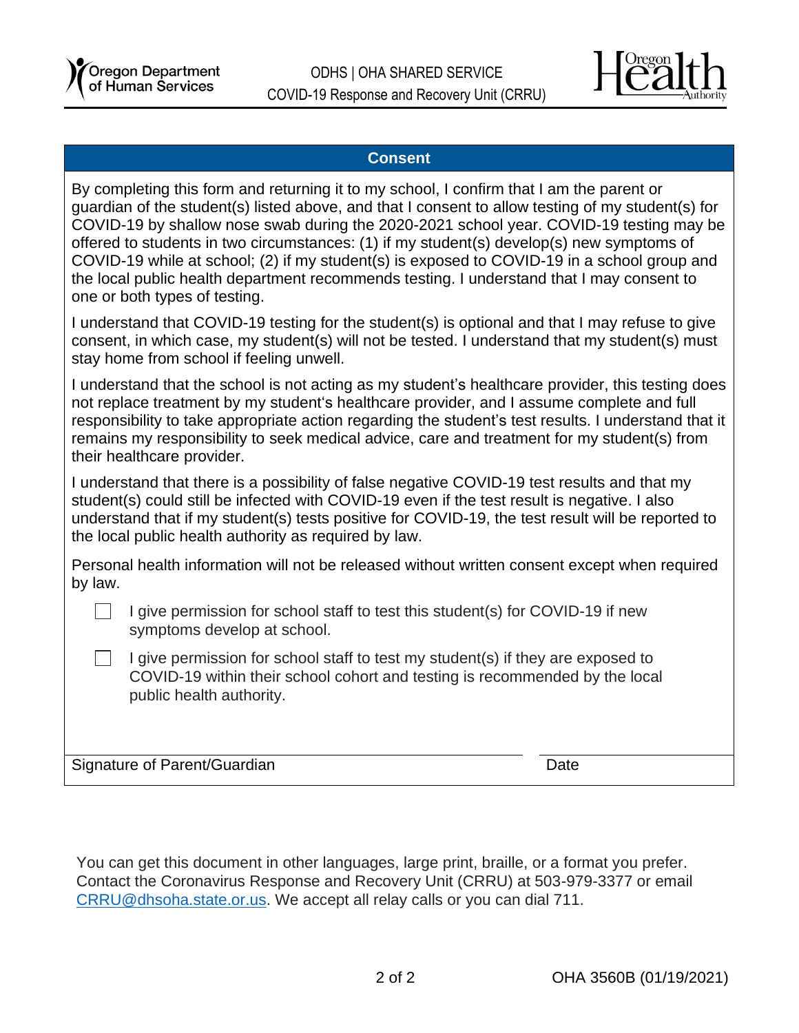## Consent

By completing this form and returning it to my school, I confirm that I am the parent or guardian of the student(s) listed above, and that I consent to allow testing of my student(s) for COVID-19 by shallow nose swab during the 2020-2021 school year. COVID-19 testing may be offered to students in two circumstances: (1) if my student(s) develop(s) new symptoms of COVID-19 while at school; (2) if my student(s) is exposed to COVID-19 in a school group and the local public health department recommends testing. I understand that I may consent to one or both types of testing.

I understand that COVID-19 testing for the student(s) is optional and that I may refuse to give consent, in which case, my student(s) will not be tested. I understand that my student(s) must stay home from school if feeling unwell.

I understand that the school is not acting as my student's healthcare provider, this testing does not replace treatment by my student's healthcare provider, and I assume complete and full responsibility to take appropriate action regarding the student's test results. I understand that it remains my responsibility to seek medical advice, care and treatment for my student(s) from their healthcare provider.

I understand that there is a possibility of false negative COVID-19 test results and that my student(s) could still be infected with COVID-19 even if the test result is negative. I also understand that if my student(s) tests positive for COVID-19, the test result will be reported to the local public health authority as required by law.

Personal health information will not be released without written consent except when required by law.

- ☐ I give permission for school staff to test this student(s) for COVID-19 if new symptoms develop at school.
- ☐ I give permission for school staff to test my student(s) if they are exposed to COVID-19 within their school cohort and testing is recommended by the local public health authority.

Signature of Parent/Guardian _______________________ Date _______________

You can get this document in other languages, large print, braille, or a format you prefer. Contact the Coronavirus Response and Recovery Unit (CRRU) at 503-979-3377 or email CRRU@dhsoha.state.or.us. We accept all relay calls or you can dial 711.

OHA 3560B (01/19/2021)